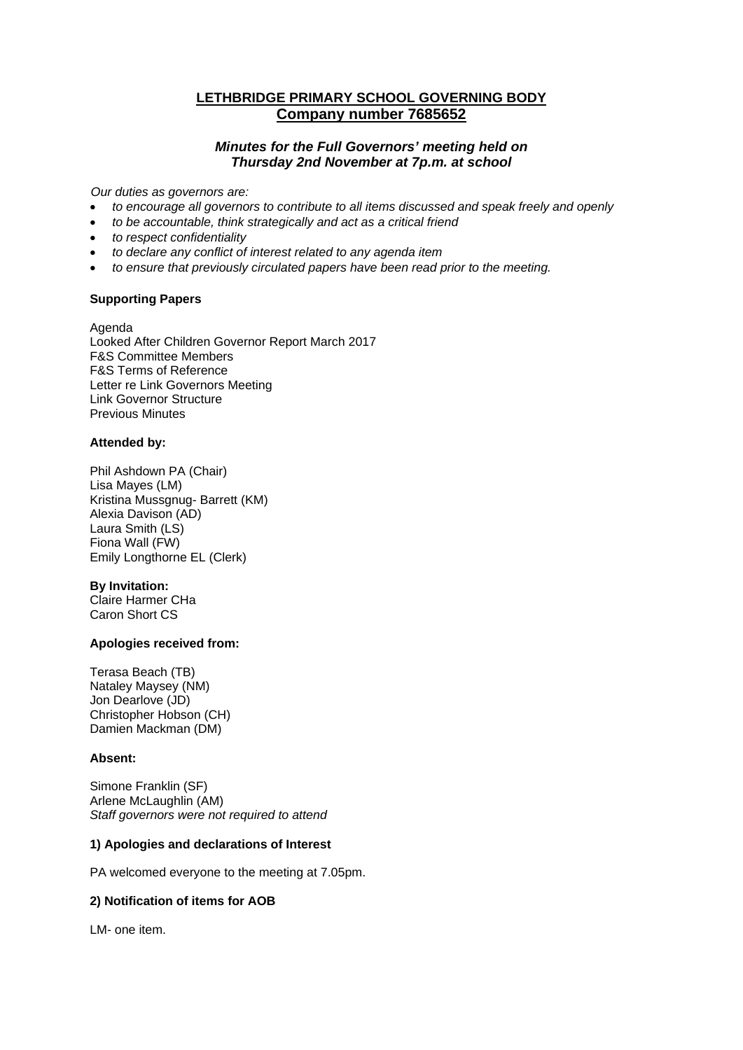# LETHBRIDGE PRIMARY SCHOOL GOVERNING BODY
# Company number 7685652

***Minutes for the Full Governors' meeting held on Thursday 2nd November at 7p.m. at school***

*Our duties as governors are:*

- *to encourage all governors to contribute to all items discussed and speak freely and openly*
- *to be accountable, think strategically and act as a critical friend*
- *to respect confidentiality*
- *to declare any conflict of interest related to any agenda item*
- *to ensure that previously circulated papers have been read prior to the meeting.*

**Supporting Papers**

Agenda
Looked After Children Governor Report March 2017
F&S Committee Members
F&S Terms of Reference
Letter re Link Governors Meeting
Link Governor Structure
Previous Minutes

**Attended by:**

Phil Ashdown PA (Chair)
Lisa Mayes (LM)
Kristina Mussgnug- Barrett (KM)
Alexia Davison (AD)
Laura Smith (LS)
Fiona Wall (FW)
Emily Longthorne EL (Clerk)

**By Invitation:**
Claire Harmer CHa
Caron Short CS

**Apologies received from:**

Terasa Beach (TB)
Nataley Maysey (NM)
Jon Dearlove (JD)
Christopher Hobson (CH)
Damien Mackman (DM)

**Absent:**

Simone Franklin (SF)
Arlene McLaughlin (AM)
*Staff governors were not required to attend*

**1) Apologies and declarations of Interest**

PA welcomed everyone to the meeting at 7.05pm.

**2) Notification of items for AOB**

LM- one item.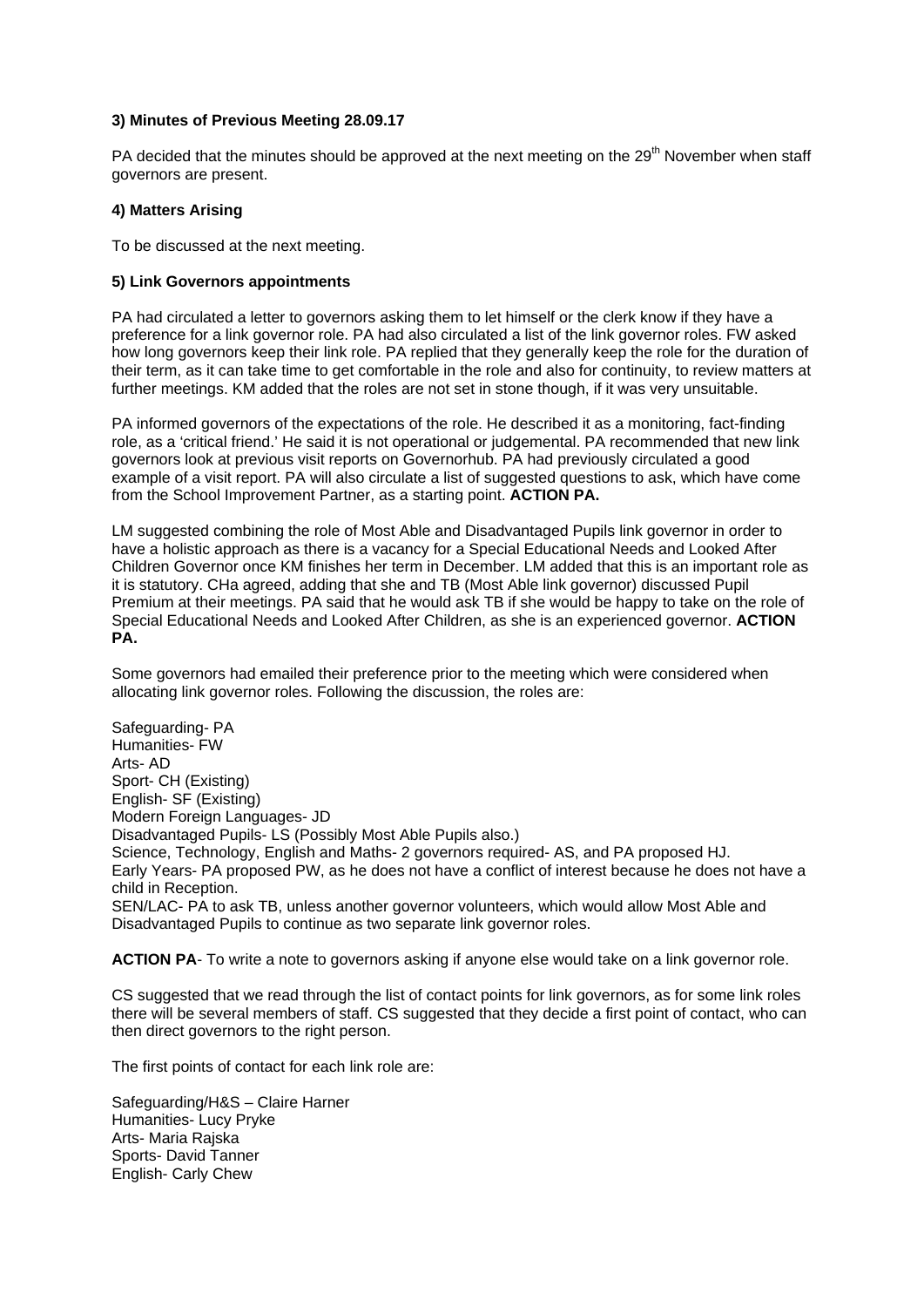**3) Minutes of Previous Meeting 28.09.17**

PA decided that the minutes should be approved at the next meeting on the 29th November when staff governors are present.

**4) Matters Arising**

To be discussed at the next meeting.

**5) Link Governors appointments**

PA had circulated a letter to governors asking them to let himself or the clerk know if they have a preference for a link governor role. PA had also circulated a list of the link governor roles. FW asked how long governors keep their link role. PA replied that they generally keep the role for the duration of their term, as it can take time to get comfortable in the role and also for continuity, to review matters at further meetings. KM added that the roles are not set in stone though, if it was very unsuitable.

PA informed governors of the expectations of the role. He described it as a monitoring, fact-finding role, as a 'critical friend.' He said it is not operational or judgemental. PA recommended that new link governors look at previous visit reports on Governorhub. PA had previously circulated a good example of a visit report. PA will also circulate a list of suggested questions to ask, which have come from the School Improvement Partner, as a starting point. **ACTION PA.**

LM suggested combining the role of Most Able and Disadvantaged Pupils link governor in order to have a holistic approach as there is a vacancy for a Special Educational Needs and Looked After Children Governor once KM finishes her term in December. LM added that this is an important role as it is statutory. CHa agreed, adding that she and TB (Most Able link governor) discussed Pupil Premium at their meetings. PA said that he would ask TB if she would be happy to take on the role of Special Educational Needs and Looked After Children, as she is an experienced governor. **ACTION PA.**

Some governors had emailed their preference prior to the meeting which were considered when allocating link governor roles. Following the discussion, the roles are:

Safeguarding- PA
Humanities- FW
Arts- AD
Sport- CH (Existing)
English- SF (Existing)
Modern Foreign Languages- JD
Disadvantaged Pupils- LS (Possibly Most Able Pupils also.)
Science, Technology, English and Maths- 2 governors required- AS, and PA proposed HJ.
Early Years- PA proposed PW, as he does not have a conflict of interest because he does not have a child in Reception.
SEN/LAC- PA to ask TB, unless another governor volunteers, which would allow Most Able and Disadvantaged Pupils to continue as two separate link governor roles.

**ACTION PA**- To write a note to governors asking if anyone else would take on a link governor role.

CS suggested that we read through the list of contact points for link governors, as for some link roles there will be several members of staff. CS suggested that they decide a first point of contact, who can then direct governors to the right person.

The first points of contact for each link role are:

Safeguarding/H&S – Claire Harner
Humanities- Lucy Pryke
Arts- Maria Rajska
Sports- David Tanner
English- Carly Chew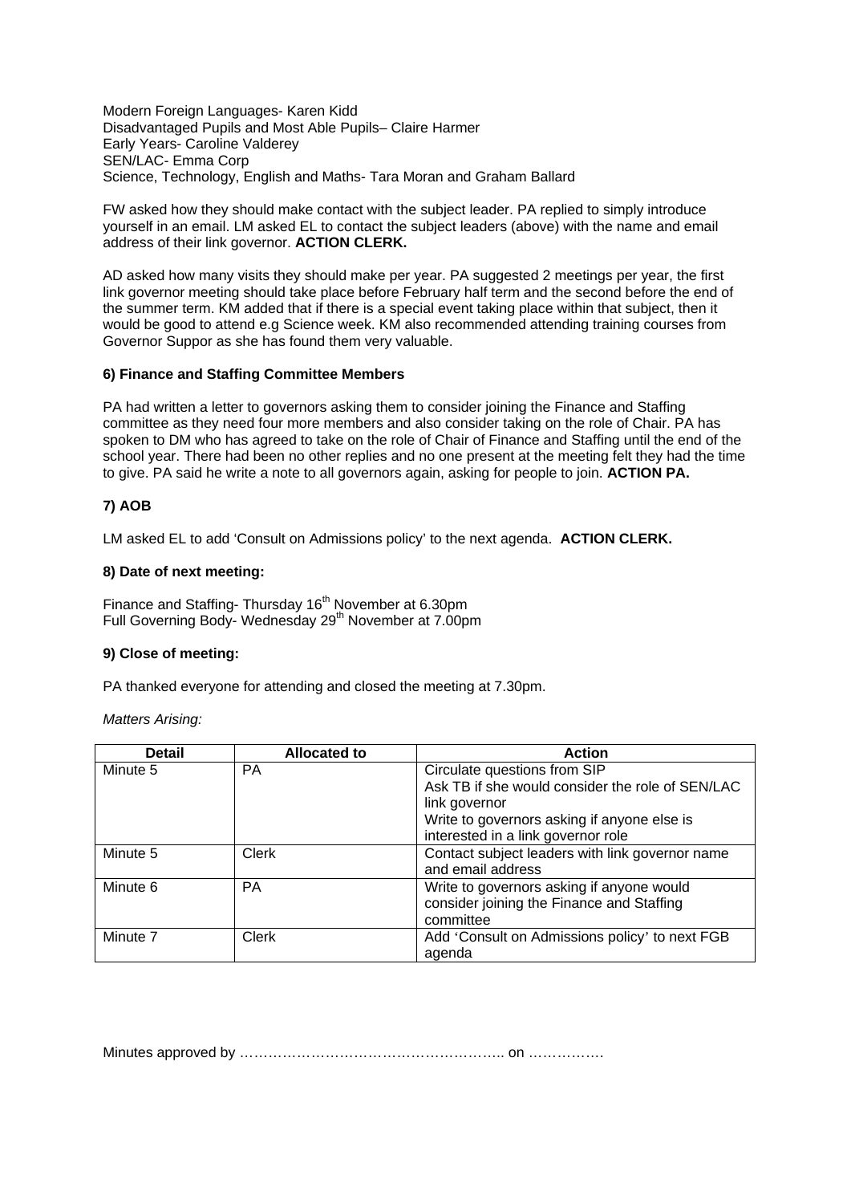Modern Foreign Languages- Karen Kidd
Disadvantaged Pupils and Most Able Pupils– Claire Harmer
Early Years- Caroline Valderey
SEN/LAC- Emma Corp
Science, Technology, English and Maths- Tara Moran and Graham Ballard

FW asked how they should make contact with the subject leader. PA replied to simply introduce yourself in an email. LM asked EL to contact the subject leaders (above) with the name and email address of their link governor. **ACTION CLERK.**

AD asked how many visits they should make per year. PA suggested 2 meetings per year, the first link governor meeting should take place before February half term and the second before the end of the summer term. KM added that if there is a special event taking place within that subject, then it would be good to attend e.g Science week. KM also recommended attending training courses from Governor Suppor as she has found them very valuable.

### 6) Finance and Staffing Committee Members

PA had written a letter to governors asking them to consider joining the Finance and Staffing committee as they need four more members and also consider taking on the role of Chair. PA has spoken to DM who has agreed to take on the role of Chair of Finance and Staffing until the end of the school year. There had been no other replies and no one present at the meeting felt they had the time to give. PA said he write a note to all governors again, asking for people to join. **ACTION PA.**

### 7) AOB

LM asked EL to add 'Consult on Admissions policy' to the next agenda. **ACTION CLERK.**

### 8) Date of next meeting:

Finance and Staffing- Thursday 16th November at 6.30pm
Full Governing Body- Wednesday 29th November at 7.00pm

### 9) Close of meeting:

PA thanked everyone for attending and closed the meeting at 7.30pm.

*Matters Arising:*

| Detail | Allocated to | Action |
|---|---|---|
| Minute 5 | PA | Circulate questions from SIP<br>Ask TB if she would consider the role of SEN/LAC link governor<br>Write to governors asking if anyone else is interested in a link governor role |
| Minute 5 | Clerk | Contact subject leaders with link governor name and email address |
| Minute 6 | PA | Write to governors asking if anyone would consider joining the Finance and Staffing committee |
| Minute 7 | Clerk | Add 'Consult on Admissions policy' to next FGB agenda |

Minutes approved by ……………………………………………….. on …………….